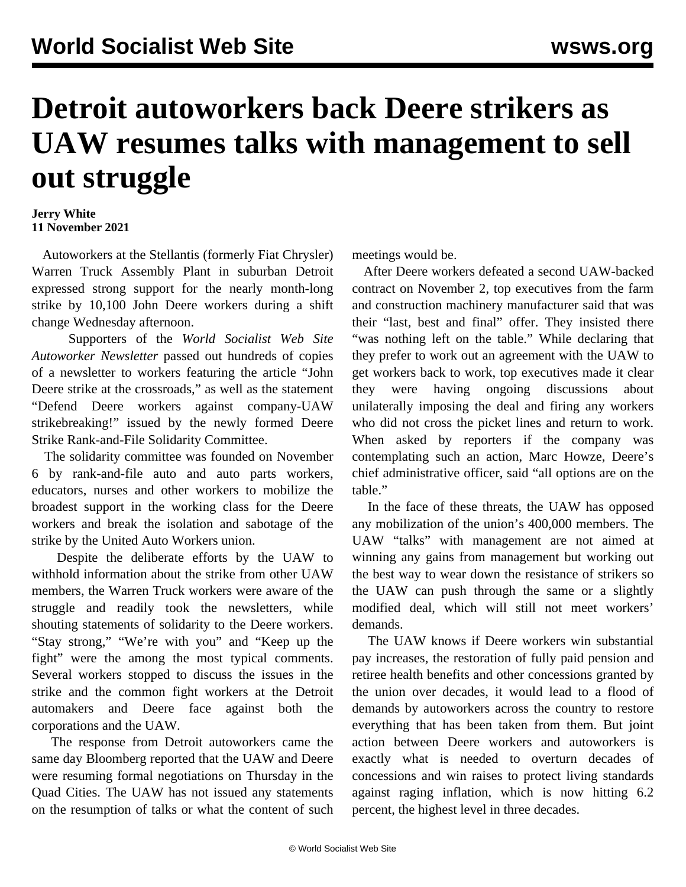# Detroit autoworkers back Deere strikers as UAW resumes talks with management to sell out struggle

**Jerry White**
**11 November 2021**

Autoworkers at the Stellantis (formerly Fiat Chrysler) Warren Truck Assembly Plant in suburban Detroit expressed strong support for the nearly month-long strike by 10,100 John Deere workers during a shift change Wednesday afternoon.

Supporters of the *World Socialist Web Site Autoworker Newsletter* passed out hundreds of copies of a newsletter to workers featuring the article "John Deere strike at the crossroads," as well as the statement "Defend Deere workers against company-UAW strikebreaking!" issued by the newly formed Deere Strike Rank-and-File Solidarity Committee.

The solidarity committee was founded on November 6 by rank-and-file auto and auto parts workers, educators, nurses and other workers to mobilize the broadest support in the working class for the Deere workers and break the isolation and sabotage of the strike by the United Auto Workers union.

Despite the deliberate efforts by the UAW to withhold information about the strike from other UAW members, the Warren Truck workers were aware of the struggle and readily took the newsletters, while shouting statements of solidarity to the Deere workers. "Stay strong," "We're with you" and "Keep up the fight" were the among the most typical comments. Several workers stopped to discuss the issues in the strike and the common fight workers at the Detroit automakers and Deere face against both the corporations and the UAW.

The response from Detroit autoworkers came the same day Bloomberg reported that the UAW and Deere were resuming formal negotiations on Thursday in the Quad Cities. The UAW has not issued any statements on the resumption of talks or what the content of such meetings would be.

After Deere workers defeated a second UAW-backed contract on November 2, top executives from the farm and construction machinery manufacturer said that was their "last, best and final" offer. They insisted there "was nothing left on the table." While declaring that they prefer to work out an agreement with the UAW to get workers back to work, top executives made it clear they were having ongoing discussions about unilaterally imposing the deal and firing any workers who did not cross the picket lines and return to work. When asked by reporters if the company was contemplating such an action, Marc Howze, Deere's chief administrative officer, said "all options are on the table."

In the face of these threats, the UAW has opposed any mobilization of the union's 400,000 members. The UAW "talks" with management are not aimed at winning any gains from management but working out the best way to wear down the resistance of strikers so the UAW can push through the same or a slightly modified deal, which will still not meet workers' demands.

The UAW knows if Deere workers win substantial pay increases, the restoration of fully paid pension and retiree health benefits and other concessions granted by the union over decades, it would lead to a flood of demands by autoworkers across the country to restore everything that has been taken from them. But joint action between Deere workers and autoworkers is exactly what is needed to overturn decades of concessions and win raises to protect living standards against raging inflation, which is now hitting 6.2 percent, the highest level in three decades.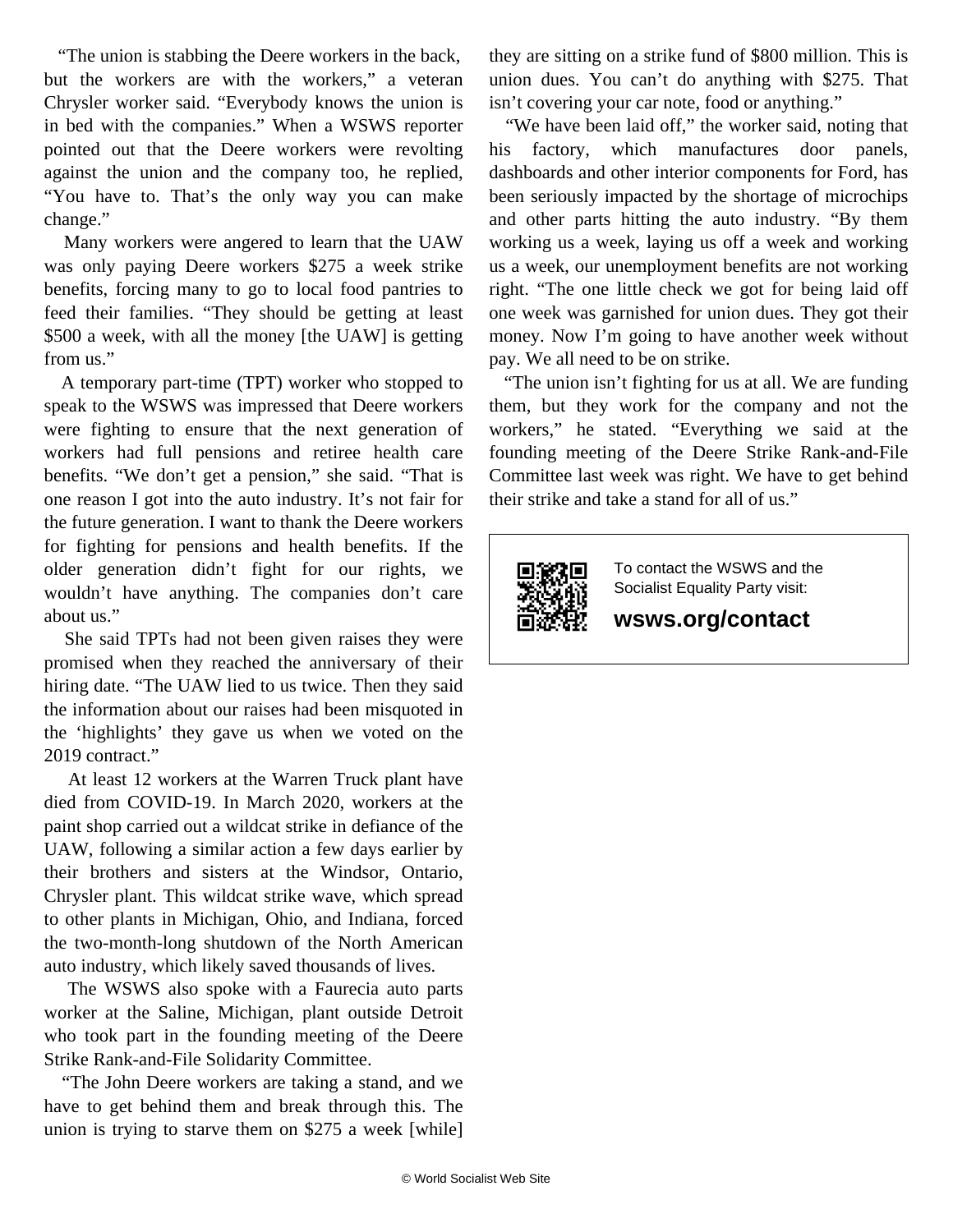"The union is stabbing the Deere workers in the back, but the workers are with the workers," a veteran Chrysler worker said. "Everybody knows the union is in bed with the companies." When a WSWS reporter pointed out that the Deere workers were revolting against the union and the company too, he replied, "You have to. That's the only way you can make change."

Many workers were angered to learn that the UAW was only paying Deere workers $275 a week strike benefits, forcing many to go to local food pantries to feed their families. "They should be getting at least $500 a week, with all the money [the UAW] is getting from us."

A temporary part-time (TPT) worker who stopped to speak to the WSWS was impressed that Deere workers were fighting to ensure that the next generation of workers had full pensions and retiree health care benefits. "We don't get a pension," she said. "That is one reason I got into the auto industry. It's not fair for the future generation. I want to thank the Deere workers for fighting for pensions and health benefits. If the older generation didn't fight for our rights, we wouldn't have anything. The companies don't care about us."

She said TPTs had not been given raises they were promised when they reached the anniversary of their hiring date. "The UAW lied to us twice. Then they said the information about our raises had been misquoted in the 'highlights' they gave us when we voted on the 2019 contract."

At least 12 workers at the Warren Truck plant have died from COVID-19. In March 2020, workers at the paint shop carried out a wildcat strike in defiance of the UAW, following a similar action a few days earlier by their brothers and sisters at the Windsor, Ontario, Chrysler plant. This wildcat strike wave, which spread to other plants in Michigan, Ohio, and Indiana, forced the two-month-long shutdown of the North American auto industry, which likely saved thousands of lives.

The WSWS also spoke with a Faurecia auto parts worker at the Saline, Michigan, plant outside Detroit who took part in the founding meeting of the Deere Strike Rank-and-File Solidarity Committee.

"The John Deere workers are taking a stand, and we have to get behind them and break through this. The union is trying to starve them on $275 a week [while] they are sitting on a strike fund of $800 million. This is union dues. You can't do anything with $275. That isn't covering your car note, food or anything."

"We have been laid off," the worker said, noting that his factory, which manufactures door panels, dashboards and other interior components for Ford, has been seriously impacted by the shortage of microchips and other parts hitting the auto industry. "By them working us a week, laying us off a week and working us a week, our unemployment benefits are not working right. "The one little check we got for being laid off one week was garnished for union dues. They got their money. Now I'm going to have another week without pay. We all need to be on strike.

"The union isn't fighting for us at all. We are funding them, but they work for the company and not the workers," he stated. "Everything we said at the founding meeting of the Deere Strike Rank-and-File Committee last week was right. We have to get behind their strike and take a stand for all of us."

To contact the WSWS and the Socialist Equality Party visit:

**wsws.org/contact**